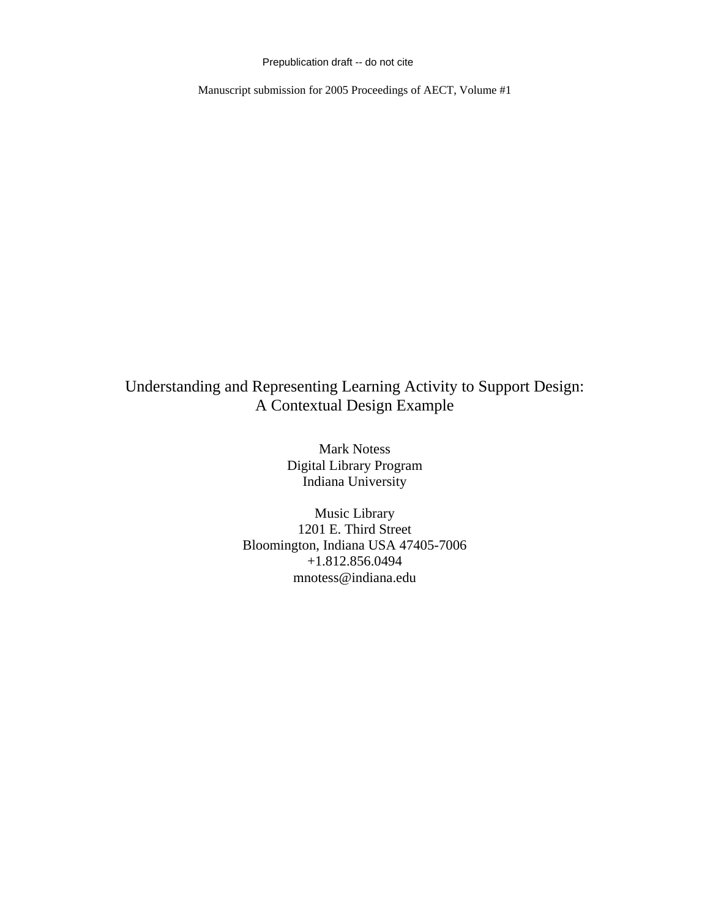Prepublication draft -- do not cite

Manuscript submission for 2005 Proceedings of AECT, Volume #1

# Understanding and Representing Learning Activity to Support Design: A Contextual Design Example

Mark Notess
Digital Library Program
Indiana University

Music Library
1201 E. Third Street
Bloomington, Indiana USA 47405-7006
+1.812.856.0494
mnotess@indiana.edu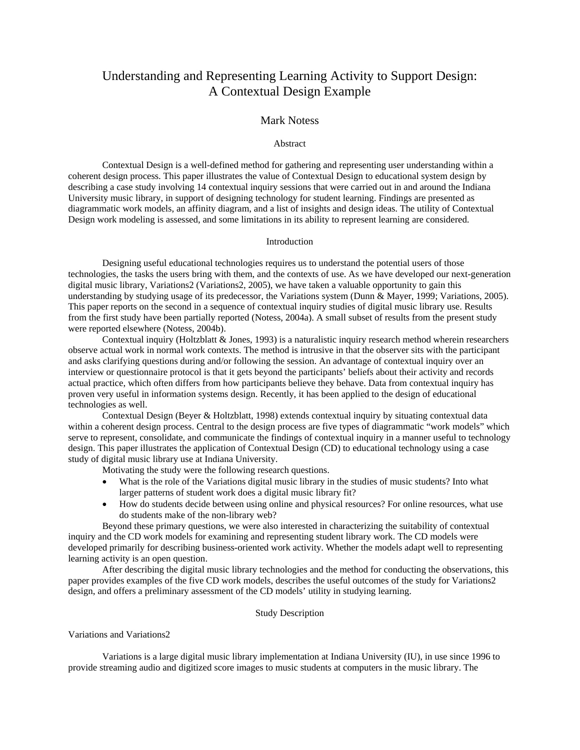# Understanding and Representing Learning Activity to Support Design: A Contextual Design Example

Mark Notess

## Abstract

Contextual Design is a well-defined method for gathering and representing user understanding within a coherent design process. This paper illustrates the value of Contextual Design to educational system design by describing a case study involving 14 contextual inquiry sessions that were carried out in and around the Indiana University music library, in support of designing technology for student learning. Findings are presented as diagrammatic work models, an affinity diagram, and a list of insights and design ideas. The utility of Contextual Design work modeling is assessed, and some limitations in its ability to represent learning are considered.

## Introduction

Designing useful educational technologies requires us to understand the potential users of those technologies, the tasks the users bring with them, and the contexts of use. As we have developed our next-generation digital music library, Variations2 (Variations2, 2005), we have taken a valuable opportunity to gain this understanding by studying usage of its predecessor, the Variations system (Dunn & Mayer, 1999; Variations, 2005). This paper reports on the second in a sequence of contextual inquiry studies of digital music library use. Results from the first study have been partially reported (Notess, 2004a). A small subset of results from the present study were reported elsewhere (Notess, 2004b).

Contextual inquiry (Holtzblatt & Jones, 1993) is a naturalistic inquiry research method wherein researchers observe actual work in normal work contexts. The method is intrusive in that the observer sits with the participant and asks clarifying questions during and/or following the session. An advantage of contextual inquiry over an interview or questionnaire protocol is that it gets beyond the participants' beliefs about their activity and records actual practice, which often differs from how participants believe they behave. Data from contextual inquiry has proven very useful in information systems design. Recently, it has been applied to the design of educational technologies as well.

Contextual Design (Beyer & Holtzblatt, 1998) extends contextual inquiry by situating contextual data within a coherent design process. Central to the design process are five types of diagrammatic "work models" which serve to represent, consolidate, and communicate the findings of contextual inquiry in a manner useful to technology design. This paper illustrates the application of Contextual Design (CD) to educational technology using a case study of digital music library use at Indiana University.

Motivating the study were the following research questions.

- What is the role of the Variations digital music library in the studies of music students? Into what larger patterns of student work does a digital music library fit?
- How do students decide between using online and physical resources? For online resources, what use do students make of the non-library web?

Beyond these primary questions, we were also interested in characterizing the suitability of contextual inquiry and the CD work models for examining and representing student library work. The CD models were developed primarily for describing business-oriented work activity. Whether the models adapt well to representing learning activity is an open question.

After describing the digital music library technologies and the method for conducting the observations, this paper provides examples of the five CD work models, describes the useful outcomes of the study for Variations2 design, and offers a preliminary assessment of the CD models' utility in studying learning.

## Study Description

### Variations and Variations2

Variations is a large digital music library implementation at Indiana University (IU), in use since 1996 to provide streaming audio and digitized score images to music students at computers in the music library. The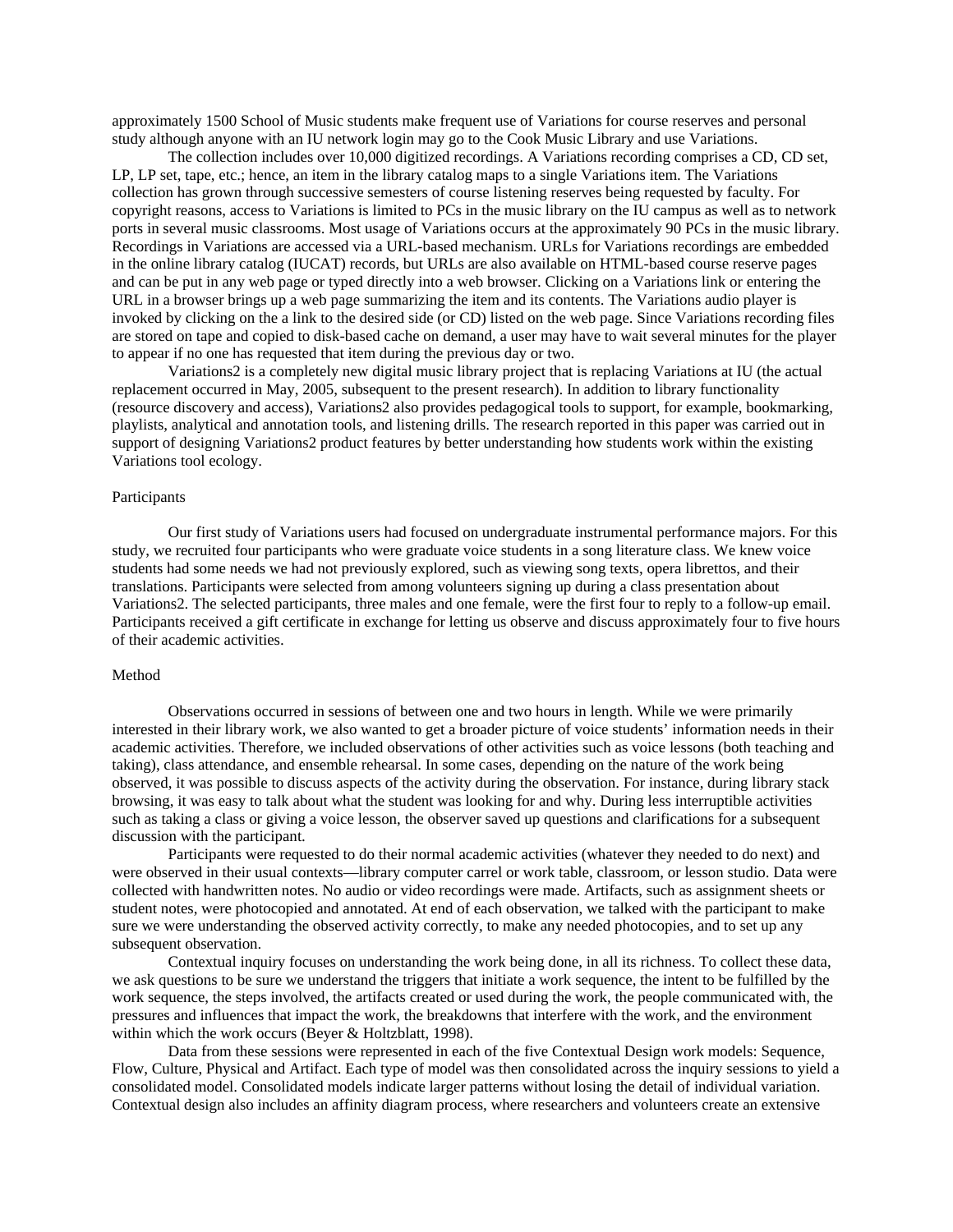approximately 1500 School of Music students make frequent use of Variations for course reserves and personal study although anyone with an IU network login may go to the Cook Music Library and use Variations.

The collection includes over 10,000 digitized recordings. A Variations recording comprises a CD, CD set, LP, LP set, tape, etc.; hence, an item in the library catalog maps to a single Variations item. The Variations collection has grown through successive semesters of course listening reserves being requested by faculty. For copyright reasons, access to Variations is limited to PCs in the music library on the IU campus as well as to network ports in several music classrooms. Most usage of Variations occurs at the approximately 90 PCs in the music library. Recordings in Variations are accessed via a URL-based mechanism. URLs for Variations recordings are embedded in the online library catalog (IUCAT) records, but URLs are also available on HTML-based course reserve pages and can be put in any web page or typed directly into a web browser. Clicking on a Variations link or entering the URL in a browser brings up a web page summarizing the item and its contents. The Variations audio player is invoked by clicking on the a link to the desired side (or CD) listed on the web page. Since Variations recording files are stored on tape and copied to disk-based cache on demand, a user may have to wait several minutes for the player to appear if no one has requested that item during the previous day or two.

Variations2 is a completely new digital music library project that is replacing Variations at IU (the actual replacement occurred in May, 2005, subsequent to the present research). In addition to library functionality (resource discovery and access), Variations2 also provides pedagogical tools to support, for example, bookmarking, playlists, analytical and annotation tools, and listening drills. The research reported in this paper was carried out in support of designing Variations2 product features by better understanding how students work within the existing Variations tool ecology.

## Participants

Our first study of Variations users had focused on undergraduate instrumental performance majors. For this study, we recruited four participants who were graduate voice students in a song literature class. We knew voice students had some needs we had not previously explored, such as viewing song texts, opera librettos, and their translations. Participants were selected from among volunteers signing up during a class presentation about Variations2. The selected participants, three males and one female, were the first four to reply to a follow-up email. Participants received a gift certificate in exchange for letting us observe and discuss approximately four to five hours of their academic activities.

## Method

Observations occurred in sessions of between one and two hours in length. While we were primarily interested in their library work, we also wanted to get a broader picture of voice students' information needs in their academic activities. Therefore, we included observations of other activities such as voice lessons (both teaching and taking), class attendance, and ensemble rehearsal. In some cases, depending on the nature of the work being observed, it was possible to discuss aspects of the activity during the observation. For instance, during library stack browsing, it was easy to talk about what the student was looking for and why. During less interruptible activities such as taking a class or giving a voice lesson, the observer saved up questions and clarifications for a subsequent discussion with the participant.

Participants were requested to do their normal academic activities (whatever they needed to do next) and were observed in their usual contexts—library computer carrel or work table, classroom, or lesson studio. Data were collected with handwritten notes. No audio or video recordings were made. Artifacts, such as assignment sheets or student notes, were photocopied and annotated. At end of each observation, we talked with the participant to make sure we were understanding the observed activity correctly, to make any needed photocopies, and to set up any subsequent observation.

Contextual inquiry focuses on understanding the work being done, in all its richness. To collect these data, we ask questions to be sure we understand the triggers that initiate a work sequence, the intent to be fulfilled by the work sequence, the steps involved, the artifacts created or used during the work, the people communicated with, the pressures and influences that impact the work, the breakdowns that interfere with the work, and the environment within which the work occurs (Beyer & Holtzblatt, 1998).

Data from these sessions were represented in each of the five Contextual Design work models: Sequence, Flow, Culture, Physical and Artifact. Each type of model was then consolidated across the inquiry sessions to yield a consolidated model. Consolidated models indicate larger patterns without losing the detail of individual variation. Contextual design also includes an affinity diagram process, where researchers and volunteers create an extensive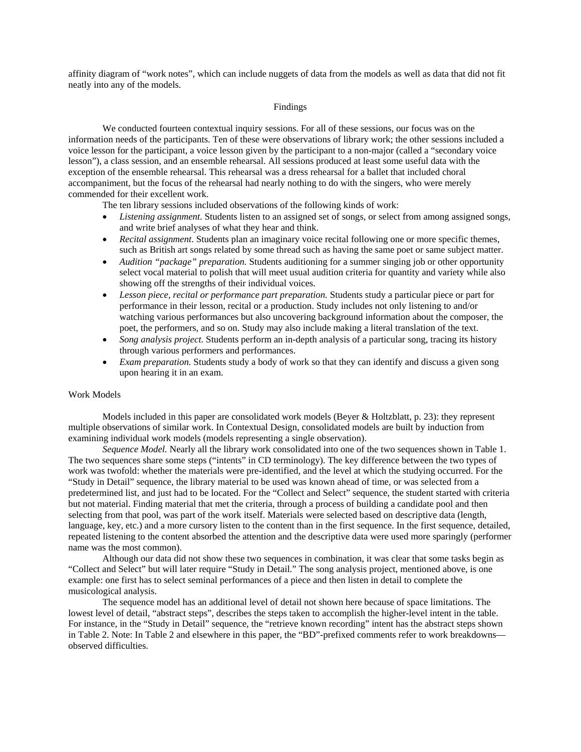affinity diagram of "work notes", which can include nuggets of data from the models as well as data that did not fit neatly into any of the models.

## Findings

We conducted fourteen contextual inquiry sessions. For all of these sessions, our focus was on the information needs of the participants. Ten of these were observations of library work; the other sessions included a voice lesson for the participant, a voice lesson given by the participant to a non-major (called a "secondary voice lesson"), a class session, and an ensemble rehearsal. All sessions produced at least some useful data with the exception of the ensemble rehearsal. This rehearsal was a dress rehearsal for a ballet that included choral accompaniment, but the focus of the rehearsal had nearly nothing to do with the singers, who were merely commended for their excellent work.

The ten library sessions included observations of the following kinds of work:

- *Listening assignment.* Students listen to an assigned set of songs, or select from among assigned songs, and write brief analyses of what they hear and think.
- *Recital assignment*. Students plan an imaginary voice recital following one or more specific themes, such as British art songs related by some thread such as having the same poet or same subject matter.
- *Audition "package" preparation.* Students auditioning for a summer singing job or other opportunity select vocal material to polish that will meet usual audition criteria for quantity and variety while also showing off the strengths of their individual voices.
- *Lesson piece, recital or performance part preparation.* Students study a particular piece or part for performance in their lesson, recital or a production. Study includes not only listening to and/or watching various performances but also uncovering background information about the composer, the poet, the performers, and so on. Study may also include making a literal translation of the text.
- *Song analysis project.* Students perform an in-depth analysis of a particular song, tracing its history through various performers and performances.
- *Exam preparation.* Students study a body of work so that they can identify and discuss a given song upon hearing it in an exam.

### Work Models

Models included in this paper are consolidated work models (Beyer & Holtzblatt, p. 23): they represent multiple observations of similar work. In Contextual Design, consolidated models are built by induction from examining individual work models (models representing a single observation).

*Sequence Model.* Nearly all the library work consolidated into one of the two sequences shown in Table 1. The two sequences share some steps ("intents" in CD terminology). The key difference between the two types of work was twofold: whether the materials were pre-identified, and the level at which the studying occurred. For the "Study in Detail" sequence, the library material to be used was known ahead of time, or was selected from a predetermined list, and just had to be located. For the "Collect and Select" sequence, the student started with criteria but not material. Finding material that met the criteria, through a process of building a candidate pool and then selecting from that pool, was part of the work itself. Materials were selected based on descriptive data (length, language, key, etc.) and a more cursory listen to the content than in the first sequence. In the first sequence, detailed, repeated listening to the content absorbed the attention and the descriptive data were used more sparingly (performer name was the most common).

Although our data did not show these two sequences in combination, it was clear that some tasks begin as "Collect and Select" but will later require "Study in Detail." The song analysis project, mentioned above, is one example: one first has to select seminal performances of a piece and then listen in detail to complete the musicological analysis.

The sequence model has an additional level of detail not shown here because of space limitations. The lowest level of detail, "abstract steps", describes the steps taken to accomplish the higher-level intent in the table. For instance, in the "Study in Detail" sequence, the "retrieve known recording" intent has the abstract steps shown in Table 2. Note: In Table 2 and elsewhere in this paper, the "BD"-prefixed comments refer to work breakdowns—observed difficulties.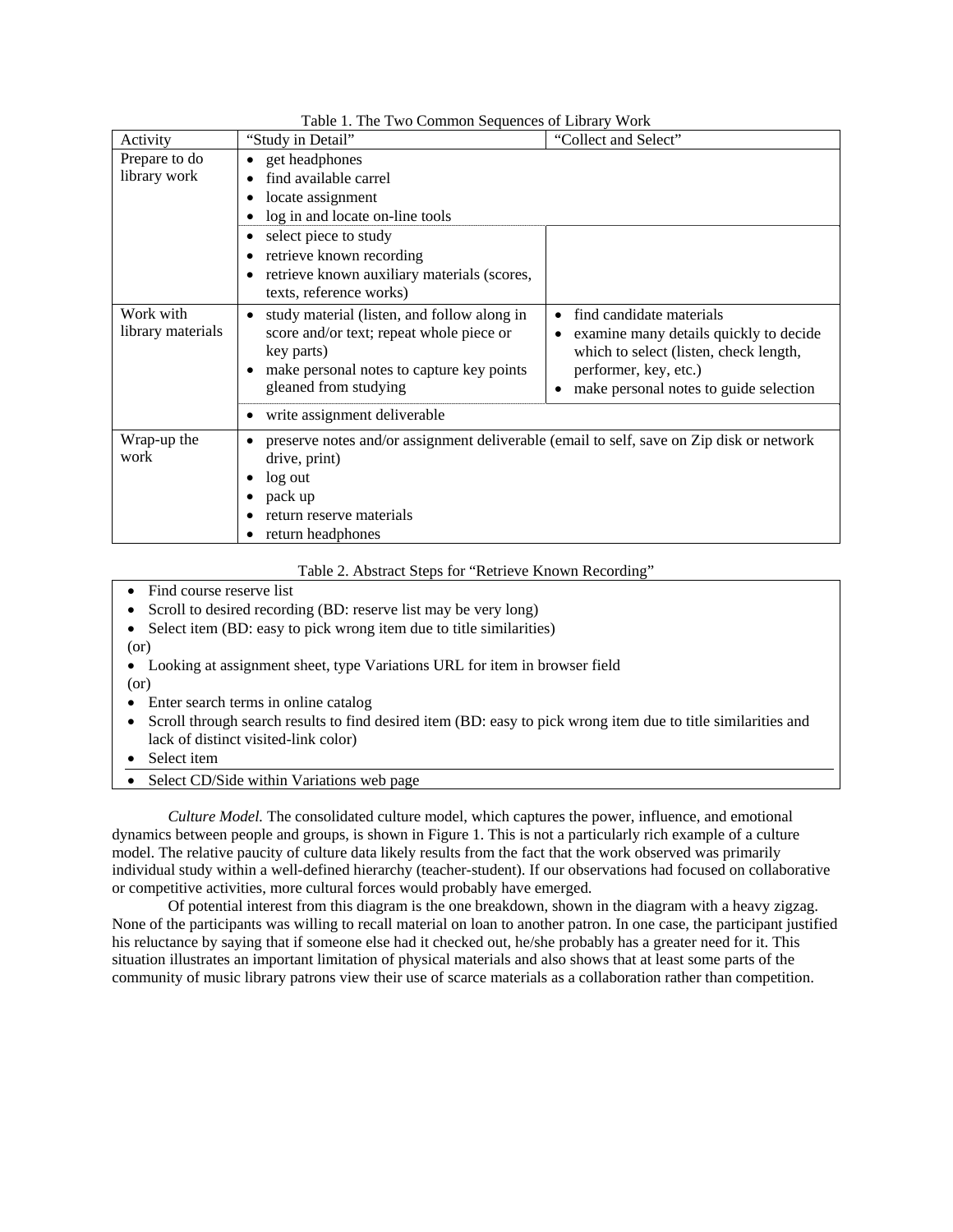Table 1. The Two Common Sequences of Library Work

| Activity | "Study in Detail" | "Collect and Select" |
|---|---|---|
| Prepare to do library work | • get headphones<br>• find available carrel<br>• locate assignment<br>• log in and locate on-line tools | |
| | • select piece to study<br>• retrieve known recording<br>• retrieve known auxiliary materials (scores, texts, reference works) | |
| Work with library materials | • study material (listen, and follow along in score and/or text; repeat whole piece or key parts)<br>• make personal notes to capture key points gleaned from studying | • find candidate materials<br>• examine many details quickly to decide which to select (listen, check length, performer, key, etc.)<br>• make personal notes to guide selection |
| | • write assignment deliverable | |
| Wrap-up the work | • preserve notes and/or assignment deliverable (email to self, save on Zip disk or network drive, print)<br>• log out<br>• pack up<br>• return reserve materials<br>• return headphones | |

Table 2. Abstract Steps for "Retrieve Known Recording"

- Find course reserve list
- Scroll to desired recording (BD: reserve list may be very long)
- Select item (BD: easy to pick wrong item due to title similarities)

(or)

- Looking at assignment sheet, type Variations URL for item in browser field

(or)

- Enter search terms in online catalog
- Scroll through search results to find desired item (BD: easy to pick wrong item due to title similarities and lack of distinct visited-link color)
- Select item

---

- Select CD/Side within Variations web page

*Culture Model.* The consolidated culture model, which captures the power, influence, and emotional dynamics between people and groups, is shown in Figure 1. This is not a particularly rich example of a culture model. The relative paucity of culture data likely results from the fact that the work observed was primarily individual study within a well-defined hierarchy (teacher-student). If our observations had focused on collaborative or competitive activities, more cultural forces would probably have emerged.

Of potential interest from this diagram is the one breakdown, shown in the diagram with a heavy zigzag. None of the participants was willing to recall material on loan to another patron. In one case, the participant justified his reluctance by saying that if someone else had it checked out, he/she probably has a greater need for it. This situation illustrates an important limitation of physical materials and also shows that at least some parts of the community of music library patrons view their use of scarce materials as a collaboration rather than competition.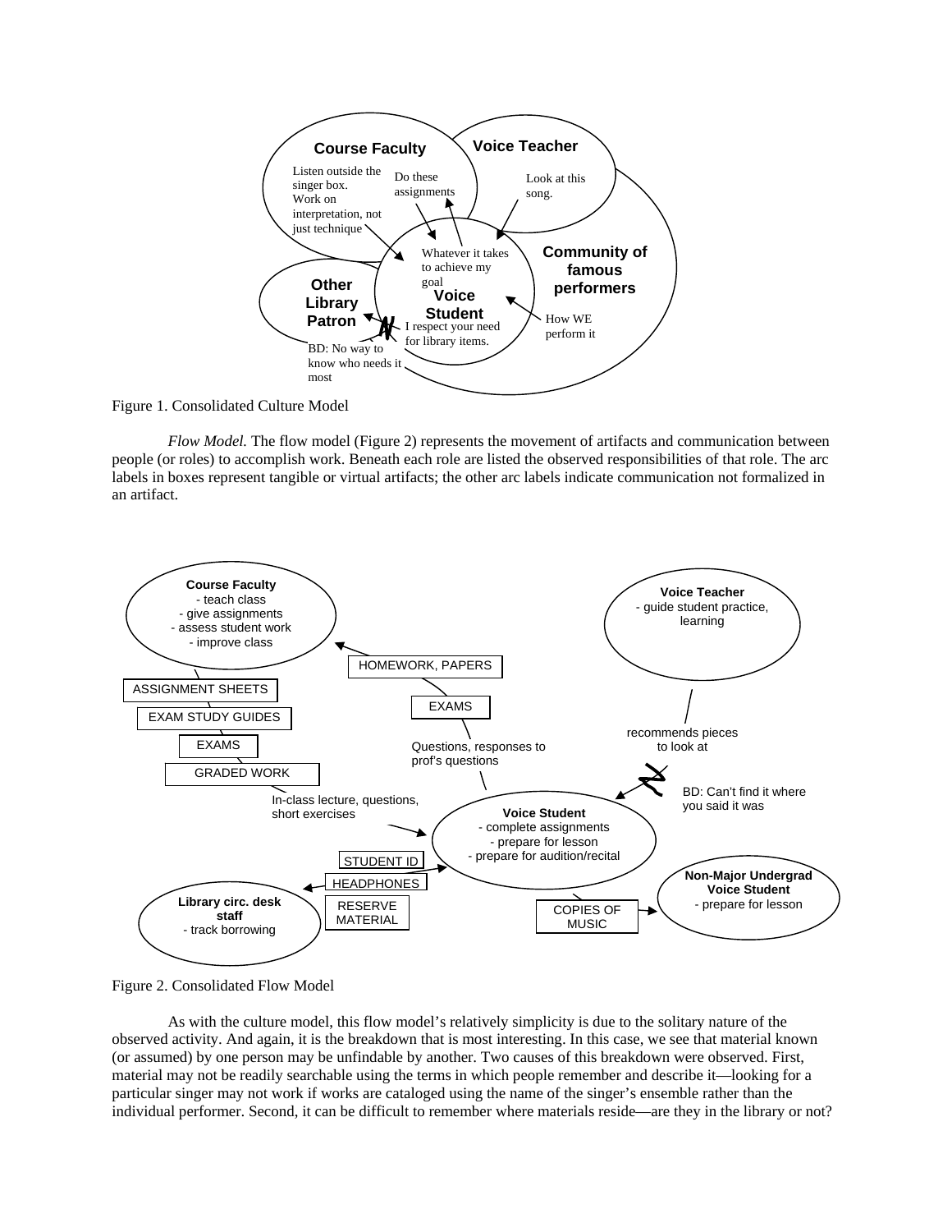Figure 1. Consolidated Culture Model

*Flow Model.* The flow model (Figure 2) represents the movement of artifacts and communication between people (or roles) to accomplish work. Beneath each role are listed the observed responsibilities of that role. The arc labels in boxes represent tangible or virtual artifacts; the other arc labels indicate communication not formalized in an artifact.

Figure 2. Consolidated Flow Model

As with the culture model, this flow model's relatively simplicity is due to the solitary nature of the observed activity. And again, it is the breakdown that is most interesting. In this case, we see that material known (or assumed) by one person may be unfindable by another. Two causes of this breakdown were observed. First, material may not be readily searchable using the terms in which people remember and describe it—looking for a particular singer may not work if works are cataloged using the name of the singer's ensemble rather than the individual performer. Second, it can be difficult to remember where materials reside—are they in the library or not?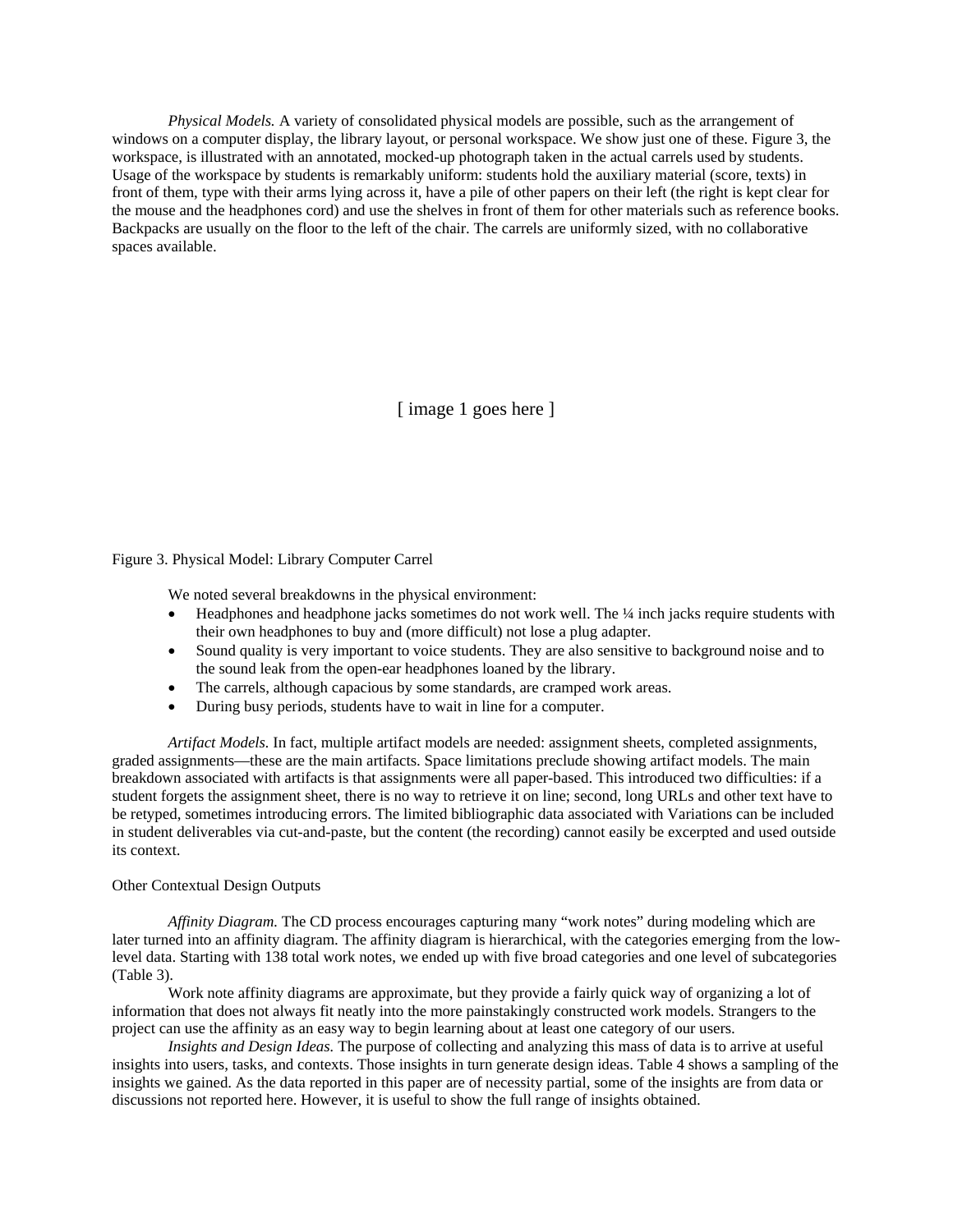*Physical Models.* A variety of consolidated physical models are possible, such as the arrangement of windows on a computer display, the library layout, or personal workspace. We show just one of these. Figure 3, the workspace, is illustrated with an annotated, mocked-up photograph taken in the actual carrels used by students. Usage of the workspace by students is remarkably uniform: students hold the auxiliary material (score, texts) in front of them, type with their arms lying across it, have a pile of other papers on their left (the right is kept clear for the mouse and the headphones cord) and use the shelves in front of them for other materials such as reference books. Backpacks are usually on the floor to the left of the chair. The carrels are uniformly sized, with no collaborative spaces available.

[ image 1 goes here ]

Figure 3. Physical Model: Library Computer Carrel

We noted several breakdowns in the physical environment:

- Headphones and headphone jacks sometimes do not work well. The ¼ inch jacks require students with their own headphones to buy and (more difficult) not lose a plug adapter.
- Sound quality is very important to voice students. They are also sensitive to background noise and to the sound leak from the open-ear headphones loaned by the library.
- The carrels, although capacious by some standards, are cramped work areas.
- During busy periods, students have to wait in line for a computer.

*Artifact Models.* In fact, multiple artifact models are needed: assignment sheets, completed assignments, graded assignments—these are the main artifacts. Space limitations preclude showing artifact models. The main breakdown associated with artifacts is that assignments were all paper-based. This introduced two difficulties: if a student forgets the assignment sheet, there is no way to retrieve it on line; second, long URLs and other text have to be retyped, sometimes introducing errors. The limited bibliographic data associated with Variations can be included in student deliverables via cut-and-paste, but the content (the recording) cannot easily be excerpted and used outside its context.

Other Contextual Design Outputs

*Affinity Diagram.* The CD process encourages capturing many "work notes" during modeling which are later turned into an affinity diagram. The affinity diagram is hierarchical, with the categories emerging from the low-level data. Starting with 138 total work notes, we ended up with five broad categories and one level of subcategories (Table 3).

Work note affinity diagrams are approximate, but they provide a fairly quick way of organizing a lot of information that does not always fit neatly into the more painstakingly constructed work models. Strangers to the project can use the affinity as an easy way to begin learning about at least one category of our users.

*Insights and Design Ideas.* The purpose of collecting and analyzing this mass of data is to arrive at useful insights into users, tasks, and contexts. Those insights in turn generate design ideas. Table 4 shows a sampling of the insights we gained. As the data reported in this paper are of necessity partial, some of the insights are from data or discussions not reported here. However, it is useful to show the full range of insights obtained.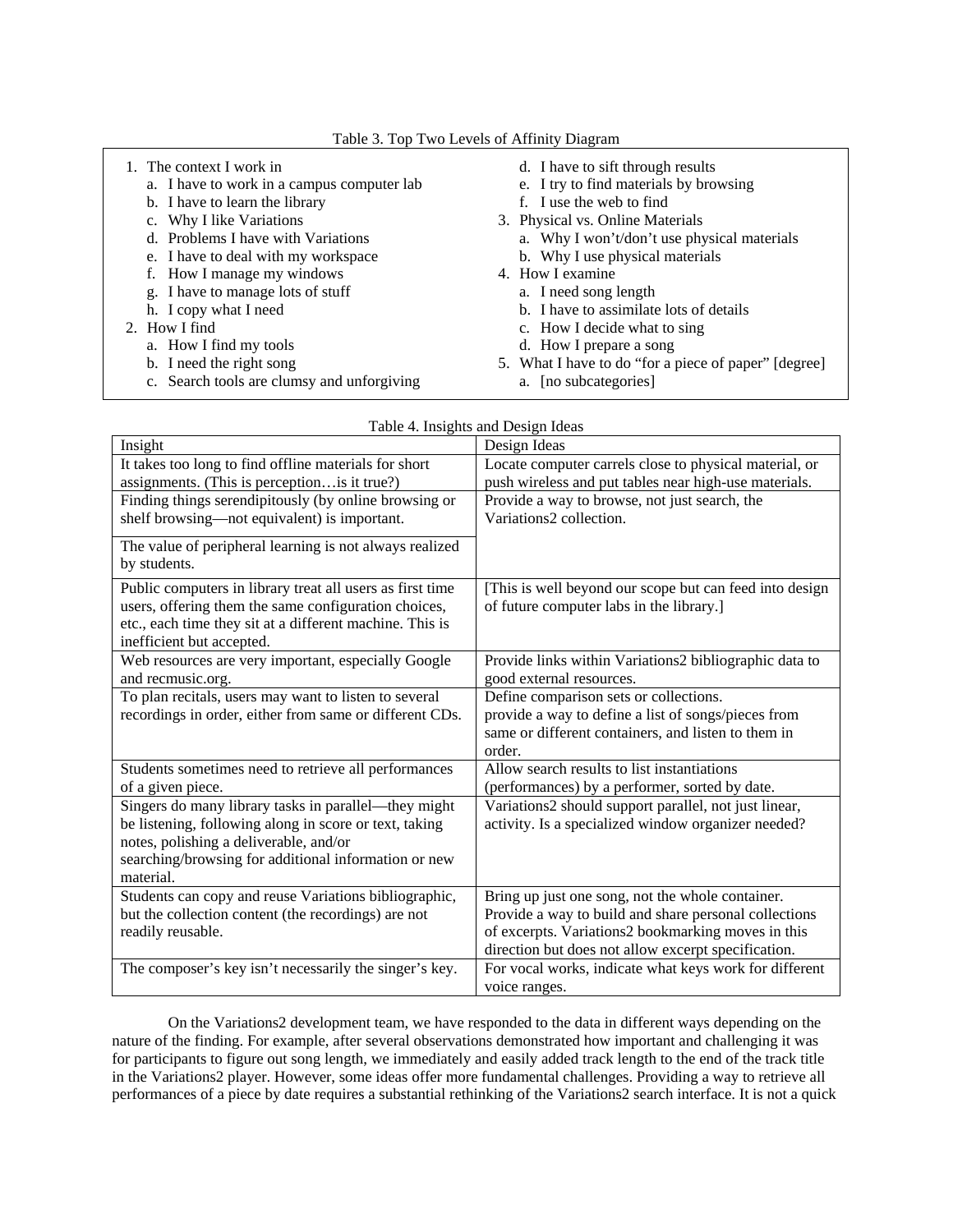Table 3. Top Two Levels of Affinity Diagram

1. The context I work in
   a. I have to work in a campus computer lab
   b. I have to learn the library
   c. Why I like Variations
   d. Problems I have with Variations
   e. I have to deal with my workspace
   f. How I manage my windows
   g. I have to manage lots of stuff
   h. I copy what I need
2. How I find
   a. How I find my tools
   b. I need the right song
   c. Search tools are clumsy and unforgiving
   d. I have to sift through results
   e. I try to find materials by browsing
   f. I use the web to find
3. Physical vs. Online Materials
   a. Why I won't/don't use physical materials
   b. Why I use physical materials
4. How I examine
   a. I need song length
   b. I have to assimilate lots of details
   c. How I decide what to sing
   d. How I prepare a song
5. What I have to do "for a piece of paper" [degree]
   a. [no subcategories]

Table 4. Insights and Design Ideas

| Insight | Design Ideas |
|---|---|
| It takes too long to find offline materials for short assignments. (This is perception…is it true?) | Locate computer carrels close to physical material, or push wireless and put tables near high-use materials. |
| Finding things serendipitously (by online browsing or shelf browsing—not equivalent) is important. | Provide a way to browse, not just search, the Variations2 collection. |
| The value of peripheral learning is not always realized by students. | |
| Public computers in library treat all users as first time users, offering them the same configuration choices, etc., each time they sit at a different machine. This is inefficient but accepted. | [This is well beyond our scope but can feed into design of future computer labs in the library.] |
| Web resources are very important, especially Google and recmusic.org. | Provide links within Variations2 bibliographic data to good external resources. |
| To plan recitals, users may want to listen to several recordings in order, either from same or different CDs. | Define comparison sets or collections. provide a way to define a list of songs/pieces from same or different containers, and listen to them in order. |
| Students sometimes need to retrieve all performances of a given piece. | Allow search results to list instantiations (performances) by a performer, sorted by date. |
| Singers do many library tasks in parallel—they might be listening, following along in score or text, taking notes, polishing a deliverable, and/or searching/browsing for additional information or new material. | Variations2 should support parallel, not just linear, activity. Is a specialized window organizer needed? |
| Students can copy and reuse Variations bibliographic, but the collection content (the recordings) are not readily reusable. | Bring up just one song, not the whole container. Provide a way to build and share personal collections of excerpts. Variations2 bookmarking moves in this direction but does not allow excerpt specification. |
| The composer's key isn't necessarily the singer's key. | For vocal works, indicate what keys work for different voice ranges. |

On the Variations2 development team, we have responded to the data in different ways depending on the nature of the finding. For example, after several observations demonstrated how important and challenging it was for participants to figure out song length, we immediately and easily added track length to the end of the track title in the Variations2 player. However, some ideas offer more fundamental challenges. Providing a way to retrieve all performances of a piece by date requires a substantial rethinking of the Variations2 search interface. It is not a quick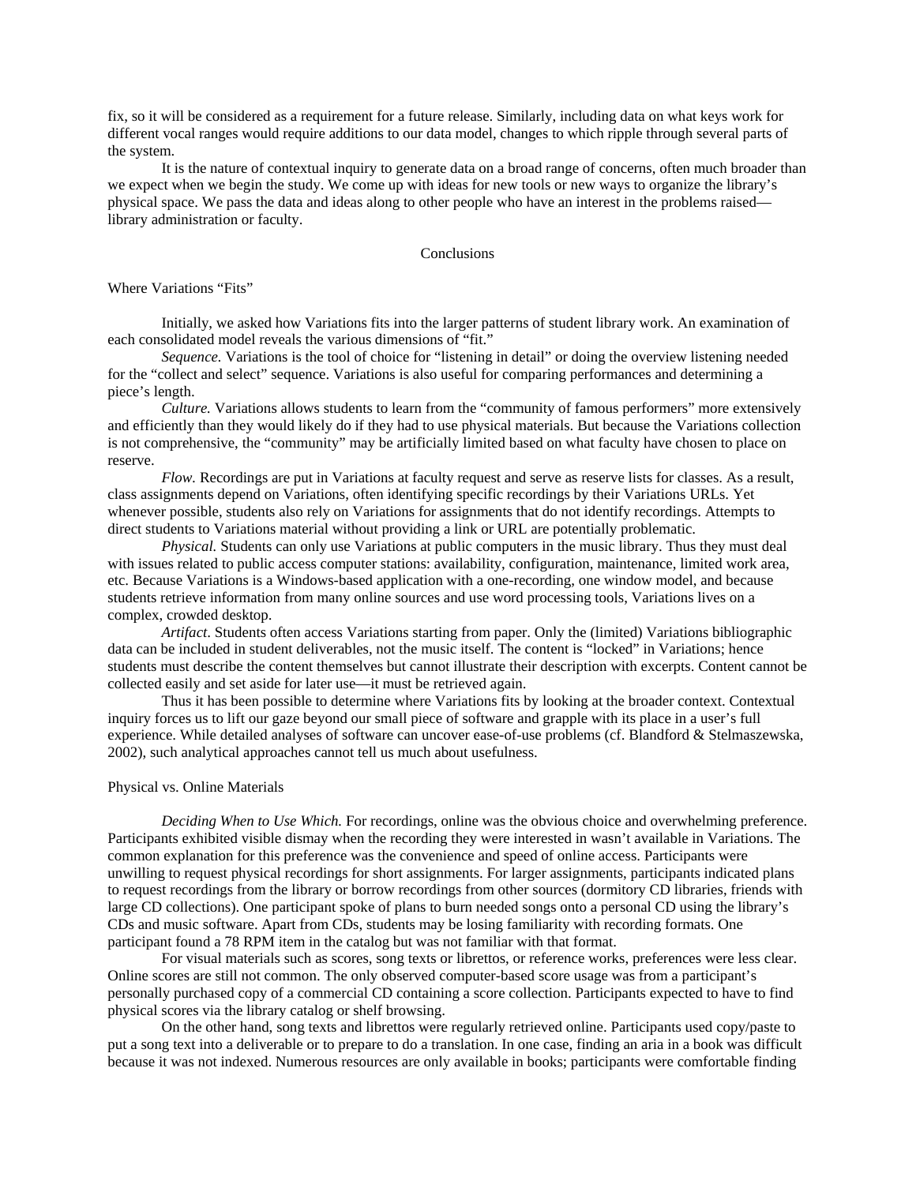fix, so it will be considered as a requirement for a future release. Similarly, including data on what keys work for different vocal ranges would require additions to our data model, changes to which ripple through several parts of the system.

It is the nature of contextual inquiry to generate data on a broad range of concerns, often much broader than we expect when we begin the study. We come up with ideas for new tools or new ways to organize the library's physical space. We pass the data and ideas along to other people who have an interest in the problems raised—library administration or faculty.

## Conclusions

### Where Variations "Fits"

Initially, we asked how Variations fits into the larger patterns of student library work. An examination of each consolidated model reveals the various dimensions of "fit."

*Sequence.* Variations is the tool of choice for "listening in detail" or doing the overview listening needed for the "collect and select" sequence. Variations is also useful for comparing performances and determining a piece's length.

*Culture.* Variations allows students to learn from the "community of famous performers" more extensively and efficiently than they would likely do if they had to use physical materials. But because the Variations collection is not comprehensive, the "community" may be artificially limited based on what faculty have chosen to place on reserve.

*Flow.* Recordings are put in Variations at faculty request and serve as reserve lists for classes. As a result, class assignments depend on Variations, often identifying specific recordings by their Variations URLs. Yet whenever possible, students also rely on Variations for assignments that do not identify recordings. Attempts to direct students to Variations material without providing a link or URL are potentially problematic.

*Physical.* Students can only use Variations at public computers in the music library. Thus they must deal with issues related to public access computer stations: availability, configuration, maintenance, limited work area, etc. Because Variations is a Windows-based application with a one-recording, one window model, and because students retrieve information from many online sources and use word processing tools, Variations lives on a complex, crowded desktop.

*Artifact*. Students often access Variations starting from paper. Only the (limited) Variations bibliographic data can be included in student deliverables, but not the music itself. The content is "locked" in Variations; hence students must describe the content themselves but cannot illustrate their description with excerpts. Content cannot be collected easily and set aside for later use—it must be retrieved again.

Thus it has been possible to determine where Variations fits by looking at the broader context. Contextual inquiry forces us to lift our gaze beyond our small piece of software and grapple with its place in a user's full experience. While detailed analyses of software can uncover ease-of-use problems (cf. Blandford & Stelmaszewska, 2002), such analytical approaches cannot tell us much about usefulness.

### Physical vs. Online Materials

*Deciding When to Use Which.* For recordings, online was the obvious choice and overwhelming preference. Participants exhibited visible dismay when the recording they were interested in wasn't available in Variations. The common explanation for this preference was the convenience and speed of online access. Participants were unwilling to request physical recordings for short assignments. For larger assignments, participants indicated plans to request recordings from the library or borrow recordings from other sources (dormitory CD libraries, friends with large CD collections). One participant spoke of plans to burn needed songs onto a personal CD using the library's CDs and music software. Apart from CDs, students may be losing familiarity with recording formats. One participant found a 78 RPM item in the catalog but was not familiar with that format.

For visual materials such as scores, song texts or librettos, or reference works, preferences were less clear. Online scores are still not common. The only observed computer-based score usage was from a participant's personally purchased copy of a commercial CD containing a score collection. Participants expected to have to find physical scores via the library catalog or shelf browsing.

On the other hand, song texts and librettos were regularly retrieved online. Participants used copy/paste to put a song text into a deliverable or to prepare to do a translation. In one case, finding an aria in a book was difficult because it was not indexed. Numerous resources are only available in books; participants were comfortable finding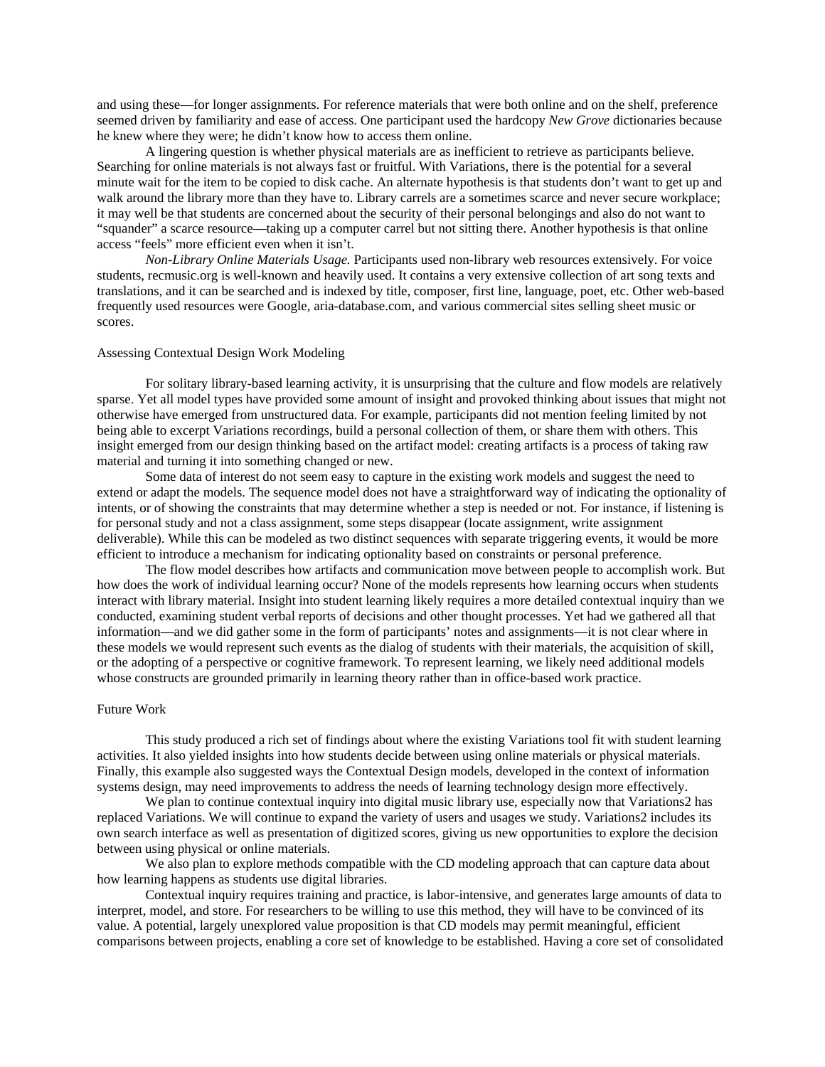and using these—for longer assignments. For reference materials that were both online and on the shelf, preference seemed driven by familiarity and ease of access. One participant used the hardcopy *New Grove* dictionaries because he knew where they were; he didn't know how to access them online.

A lingering question is whether physical materials are as inefficient to retrieve as participants believe. Searching for online materials is not always fast or fruitful. With Variations, there is the potential for a several minute wait for the item to be copied to disk cache. An alternate hypothesis is that students don't want to get up and walk around the library more than they have to. Library carrels are a sometimes scarce and never secure workplace; it may well be that students are concerned about the security of their personal belongings and also do not want to "squander" a scarce resource—taking up a computer carrel but not sitting there. Another hypothesis is that online access "feels" more efficient even when it isn't.

*Non-Library Online Materials Usage.* Participants used non-library web resources extensively. For voice students, recmusic.org is well-known and heavily used. It contains a very extensive collection of art song texts and translations, and it can be searched and is indexed by title, composer, first line, language, poet, etc. Other web-based frequently used resources were Google, aria-database.com, and various commercial sites selling sheet music or scores.

## Assessing Contextual Design Work Modeling

For solitary library-based learning activity, it is unsurprising that the culture and flow models are relatively sparse. Yet all model types have provided some amount of insight and provoked thinking about issues that might not otherwise have emerged from unstructured data. For example, participants did not mention feeling limited by not being able to excerpt Variations recordings, build a personal collection of them, or share them with others. This insight emerged from our design thinking based on the artifact model: creating artifacts is a process of taking raw material and turning it into something changed or new.

Some data of interest do not seem easy to capture in the existing work models and suggest the need to extend or adapt the models. The sequence model does not have a straightforward way of indicating the optionality of intents, or of showing the constraints that may determine whether a step is needed or not. For instance, if listening is for personal study and not a class assignment, some steps disappear (locate assignment, write assignment deliverable). While this can be modeled as two distinct sequences with separate triggering events, it would be more efficient to introduce a mechanism for indicating optionality based on constraints or personal preference.

The flow model describes how artifacts and communication move between people to accomplish work. But how does the work of individual learning occur? None of the models represents how learning occurs when students interact with library material. Insight into student learning likely requires a more detailed contextual inquiry than we conducted, examining student verbal reports of decisions and other thought processes. Yet had we gathered all that information—and we did gather some in the form of participants' notes and assignments—it is not clear where in these models we would represent such events as the dialog of students with their materials, the acquisition of skill, or the adopting of a perspective or cognitive framework. To represent learning, we likely need additional models whose constructs are grounded primarily in learning theory rather than in office-based work practice.

## Future Work

This study produced a rich set of findings about where the existing Variations tool fit with student learning activities. It also yielded insights into how students decide between using online materials or physical materials. Finally, this example also suggested ways the Contextual Design models, developed in the context of information systems design, may need improvements to address the needs of learning technology design more effectively.

We plan to continue contextual inquiry into digital music library use, especially now that Variations2 has replaced Variations. We will continue to expand the variety of users and usages we study. Variations2 includes its own search interface as well as presentation of digitized scores, giving us new opportunities to explore the decision between using physical or online materials.

We also plan to explore methods compatible with the CD modeling approach that can capture data about how learning happens as students use digital libraries.

Contextual inquiry requires training and practice, is labor-intensive, and generates large amounts of data to interpret, model, and store. For researchers to be willing to use this method, they will have to be convinced of its value. A potential, largely unexplored value proposition is that CD models may permit meaningful, efficient comparisons between projects, enabling a core set of knowledge to be established. Having a core set of consolidated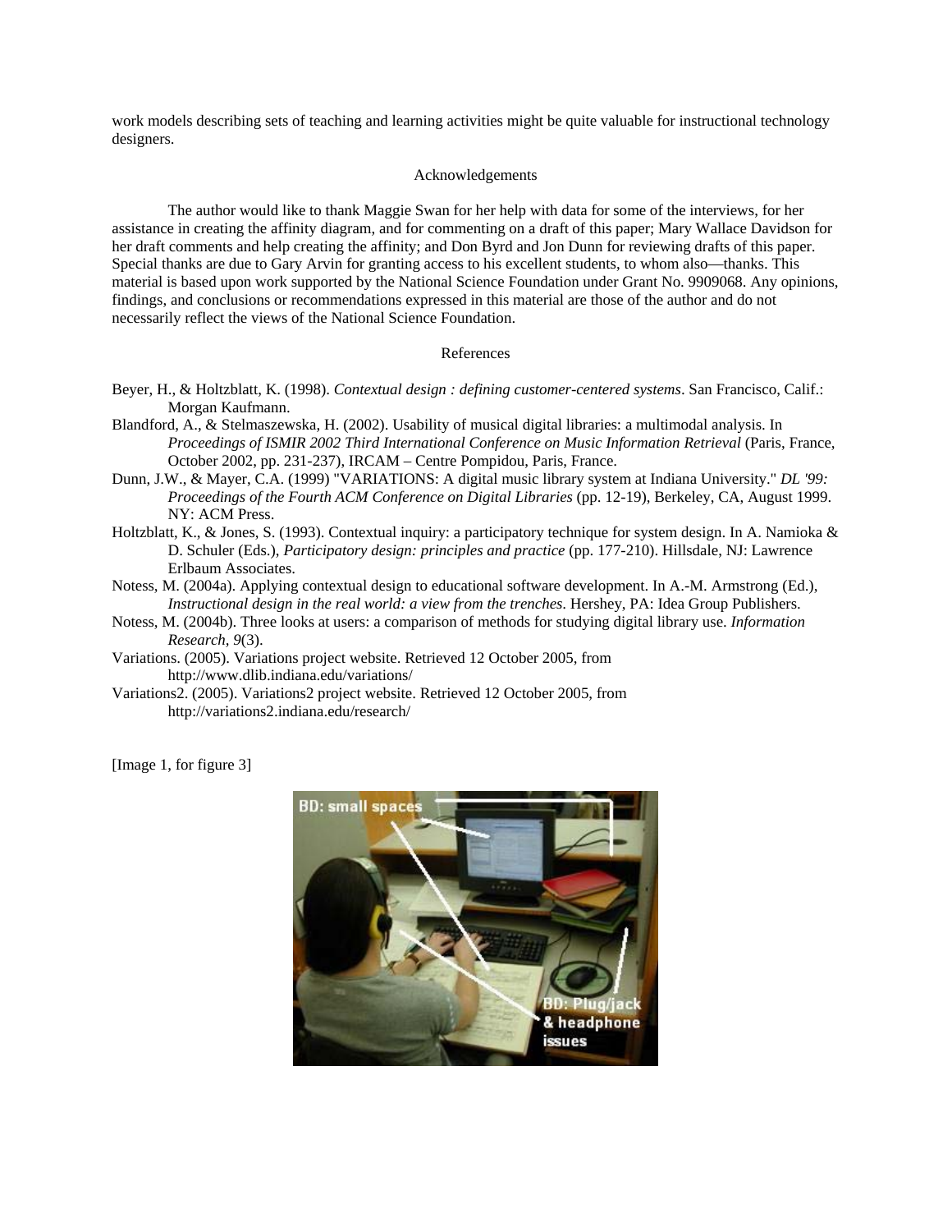work models describing sets of teaching and learning activities might be quite valuable for instructional technology designers.

## Acknowledgements

The author would like to thank Maggie Swan for her help with data for some of the interviews, for her assistance in creating the affinity diagram, and for commenting on a draft of this paper; Mary Wallace Davidson for her draft comments and help creating the affinity; and Don Byrd and Jon Dunn for reviewing drafts of this paper. Special thanks are due to Gary Arvin for granting access to his excellent students, to whom also—thanks. This material is based upon work supported by the National Science Foundation under Grant No. 9909068. Any opinions, findings, and conclusions or recommendations expressed in this material are those of the author and do not necessarily reflect the views of the National Science Foundation.

## References

Beyer, H., & Holtzblatt, K. (1998). *Contextual design : defining customer-centered systems*. San Francisco, Calif.: Morgan Kaufmann.

Blandford, A., & Stelmaszewska, H. (2002). Usability of musical digital libraries: a multimodal analysis. In *Proceedings of ISMIR 2002 Third International Conference on Music Information Retrieval* (Paris, France, October 2002, pp. 231-237), IRCAM – Centre Pompidou, Paris, France.

Dunn, J.W., & Mayer, C.A. (1999) "VARIATIONS: A digital music library system at Indiana University." *DL '99: Proceedings of the Fourth ACM Conference on Digital Libraries* (pp. 12-19), Berkeley, CA, August 1999. NY: ACM Press.

Holtzblatt, K., & Jones, S. (1993). Contextual inquiry: a participatory technique for system design. In A. Namioka & D. Schuler (Eds.), *Participatory design: principles and practice* (pp. 177-210). Hillsdale, NJ: Lawrence Erlbaum Associates.

Notess, M. (2004a). Applying contextual design to educational software development. In A.-M. Armstrong (Ed.), *Instructional design in the real world: a view from the trenches*. Hershey, PA: Idea Group Publishers.

Notess, M. (2004b). Three looks at users: a comparison of methods for studying digital library use. *Information Research, 9*(3).

Variations. (2005). Variations project website. Retrieved 12 October 2005, from http://www.dlib.indiana.edu/variations/

Variations2. (2005). Variations2 project website. Retrieved 12 October 2005, from http://variations2.indiana.edu/research/

[Image 1, for figure 3]

BD: small spaces

BD: Plug/jack & headphone issues